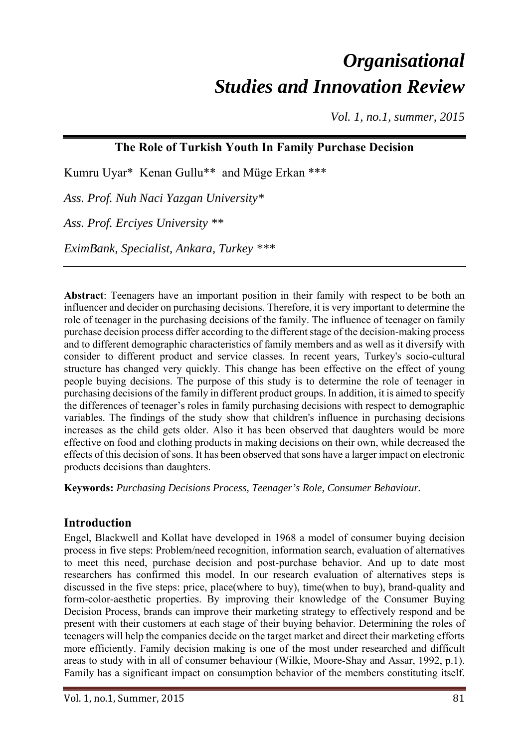# Organisational Studies and Innovation Review

*Vol. 1, no.1, summer, 2015*

## The Role of Turkish Youth In Family Purchase Decision

Kumru Uyar* Kenan Gullu** and Müge Erkan ***

*Ass. Prof. Nuh Naci Yazgan University**

*Ass. Prof. Erciyes University ***

*EximBank, Specialist, Ankara, Turkey ****

---

**Abstract**: Teenagers have an important position in their family with respect to be both an influencer and decider on purchasing decisions. Therefore, it is very important to determine the role of teenager in the purchasing decisions of the family. The influence of teenager on family purchase decision process differ according to the different stage of the decision-making process and to different demographic characteristics of family members and as well as it diversify with consider to different product and service classes. In recent years, Turkey's socio-cultural structure has changed very quickly. This change has been effective on the effect of young people buying decisions. The purpose of this study is to determine the role of teenager in purchasing decisions of the family in different product groups. In addition, it is aimed to specify the differences of teenager's roles in family purchasing decisions with respect to demographic variables. The findings of the study show that children's influence in purchasing decisions increases as the child gets older. Also it has been observed that daughters would be more effective on food and clothing products in making decisions on their own, while decreased the effects of this decision of sons. It has been observed that sons have a larger impact on electronic products decisions than daughters.

**Keywords:** *Purchasing Decisions Process, Teenager's Role, Consumer Behaviour.*

## Introduction

Engel, Blackwell and Kollat have developed in 1968 a model of consumer buying decision process in five steps: Problem/need recognition, information search, evaluation of alternatives to meet this need, purchase decision and post-purchase behavior. And up to date most researchers has confirmed this model. In our research evaluation of alternatives steps is discussed in the five steps: price, place(where to buy), time(when to buy), brand-quality and form-color-aesthetic properties. By improving their knowledge of the Consumer Buying Decision Process, brands can improve their marketing strategy to effectively respond and be present with their customers at each stage of their buying behavior. Determining the roles of teenagers will help the companies decide on the target market and direct their marketing efforts more efficiently. Family decision making is one of the most under researched and difficult areas to study with in all of consumer behaviour (Wilkie, Moore-Shay and Assar, 1992, p.1). Family has a significant impact on consumption behavior of the members constituting itself.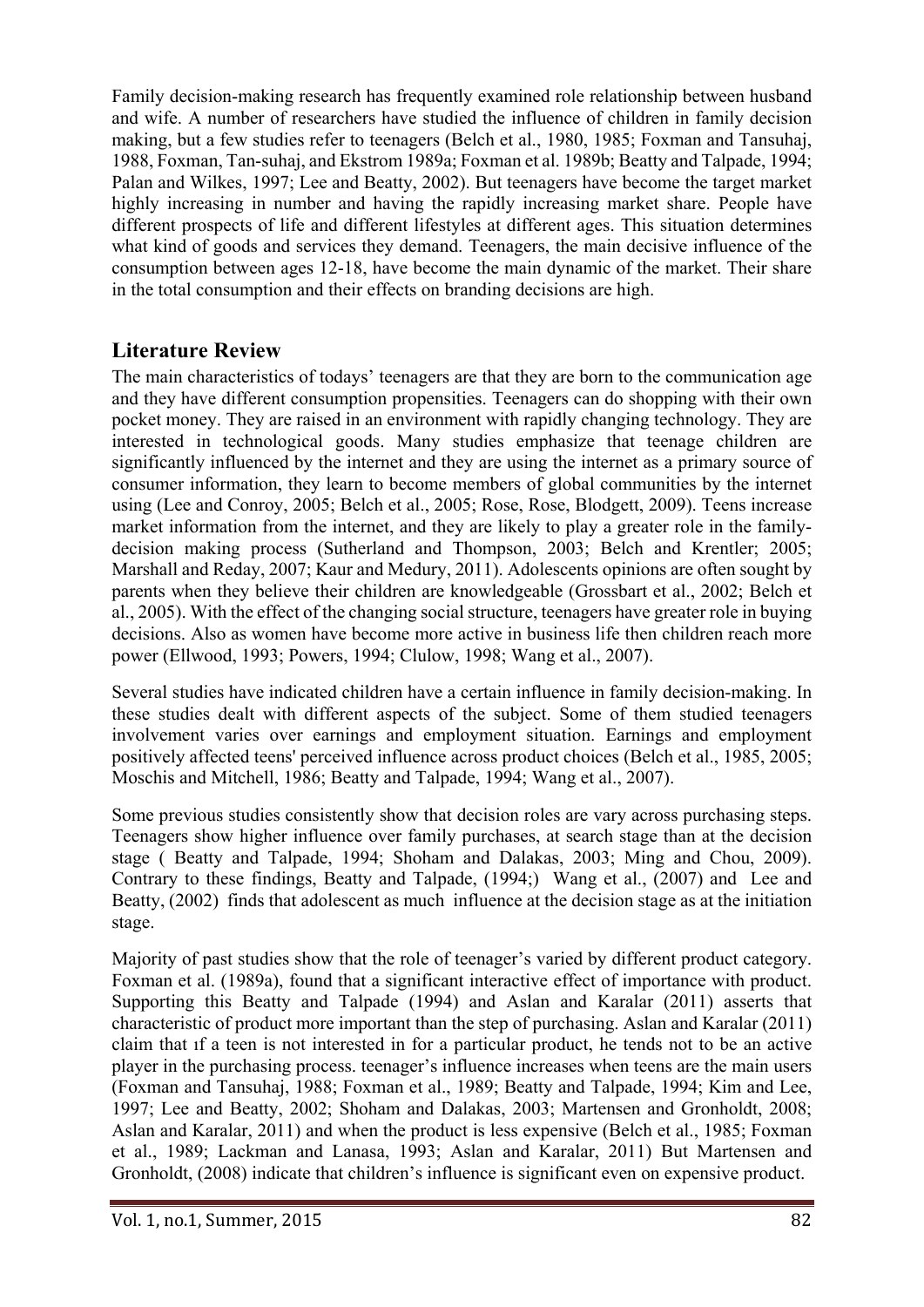Family decision-making research has frequently examined role relationship between husband and wife. A number of researchers have studied the influence of children in family decision making, but a few studies refer to teenagers (Belch et al., 1980, 1985; Foxman and Tansuhaj, 1988, Foxman, Tan-suhaj, and Ekstrom 1989a; Foxman et al. 1989b; Beatty and Talpade, 1994; Palan and Wilkes, 1997; Lee and Beatty, 2002). But teenagers have become the target market highly increasing in number and having the rapidly increasing market share. People have different prospects of life and different lifestyles at different ages. This situation determines what kind of goods and services they demand. Teenagers, the main decisive influence of the consumption between ages 12-18, have become the main dynamic of the market. Their share in the total consumption and their effects on branding decisions are high.

## Literature Review

The main characteristics of todays' teenagers are that they are born to the communication age and they have different consumption propensities. Teenagers can do shopping with their own pocket money. They are raised in an environment with rapidly changing technology. They are interested in technological goods. Many studies emphasize that teenage children are significantly influenced by the internet and they are using the internet as a primary source of consumer information, they learn to become members of global communities by the internet using (Lee and Conroy, 2005; Belch et al., 2005; Rose, Rose, Blodgett, 2009). Teens increase market information from the internet, and they are likely to play a greater role in the family-decision making process (Sutherland and Thompson, 2003; Belch and Krentler; 2005; Marshall and Reday, 2007; Kaur and Medury, 2011). Adolescents opinions are often sought by parents when they believe their children are knowledgeable (Grossbart et al., 2002; Belch et al., 2005). With the effect of the changing social structure, teenagers have greater role in buying decisions. Also as women have become more active in business life then children reach more power (Ellwood, 1993; Powers, 1994; Clulow, 1998; Wang et al., 2007).

Several studies have indicated children have a certain influence in family decision-making. In these studies dealt with different aspects of the subject. Some of them studied teenagers involvement varies over earnings and employment situation. Earnings and employment positively affected teens' perceived influence across product choices (Belch et al., 1985, 2005; Moschis and Mitchell, 1986; Beatty and Talpade, 1994; Wang et al., 2007).

Some previous studies consistently show that decision roles are vary across purchasing steps. Teenagers show higher influence over family purchases, at search stage than at the decision stage ( Beatty and Talpade, 1994; Shoham and Dalakas, 2003; Ming and Chou, 2009). Contrary to these findings, Beatty and Talpade, (1994;) Wang et al., (2007) and Lee and Beatty, (2002) finds that adolescent as much influence at the decision stage as at the initiation stage.

Majority of past studies show that the role of teenager's varied by different product category. Foxman et al. (1989a), found that a significant interactive effect of importance with product. Supporting this Beatty and Talpade (1994) and Aslan and Karalar (2011) asserts that characteristic of product more important than the step of purchasing. Aslan and Karalar (2011) claim that ıf a teen is not interested in for a particular product, he tends not to be an active player in the purchasing process. teenager's influence increases when teens are the main users (Foxman and Tansuhaj, 1988; Foxman et al., 1989; Beatty and Talpade, 1994; Kim and Lee, 1997; Lee and Beatty, 2002; Shoham and Dalakas, 2003; Martensen and Gronholdt, 2008; Aslan and Karalar, 2011) and when the product is less expensive (Belch et al., 1985; Foxman et al., 1989; Lackman and Lanasa, 1993; Aslan and Karalar, 2011) But Martensen and Gronholdt, (2008) indicate that children's influence is significant even on expensive product.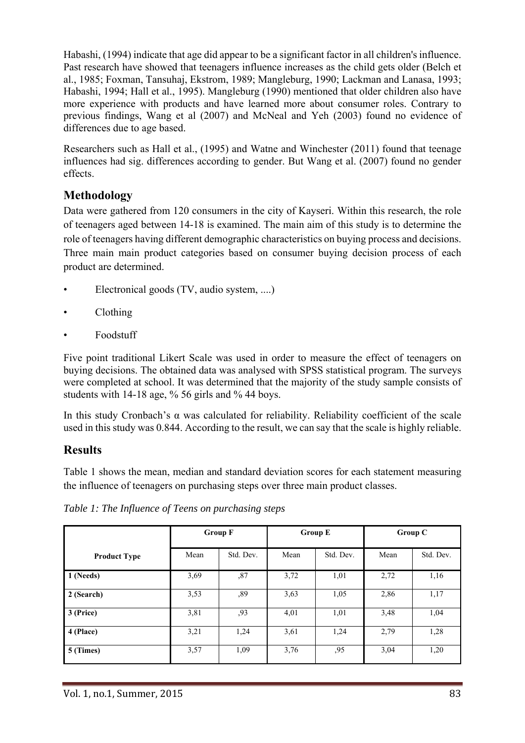Habashi, (1994) indicate that age did appear to be a significant factor in all children's influence. Past research have showed that teenagers influence increases as the child gets older (Belch et al., 1985; Foxman, Tansuhaj, Ekstrom, 1989; Mangleburg, 1990; Lackman and Lanasa, 1993; Habashi, 1994; Hall et al., 1995). Mangleburg (1990) mentioned that older children also have more experience with products and have learned more about consumer roles. Contrary to previous findings, Wang et al (2007) and McNeal and Yeh (2003) found no evidence of differences due to age based.

Researchers such as Hall et al., (1995) and Watne and Winchester (2011) found that teenage influences had sig. differences according to gender. But Wang et al. (2007) found no gender effects.

## Methodology

Data were gathered from 120 consumers in the city of Kayseri. Within this research, the role of teenagers aged between 14-18 is examined. The main aim of this study is to determine the role of teenagers having different demographic characteristics on buying process and decisions. Three main main product categories based on consumer buying decision process of each product are determined.

- Electronical goods (TV, audio system, ....)
- Clothing
- Foodstuff

Five point traditional Likert Scale was used in order to measure the effect of teenagers on buying decisions. The obtained data was analysed with SPSS statistical program. The surveys were completed at school. It was determined that the majority of the study sample consists of students with 14-18 age, % 56 girls and % 44 boys.

In this study Cronbach's α was calculated for reliability. Reliability coefficient of the scale used in this study was 0.844. According to the result, we can say that the scale is highly reliable.

## Results

Table 1 shows the mean, median and standard deviation scores for each statement measuring the influence of teenagers on purchasing steps over three main product classes.

*Table 1: The Influence of Teens on purchasing steps*

| Product Type | Group F | | Group E | | Group C | |
|---|---|---|---|---|---|---|
| | Mean | Std. Dev. | Mean | Std. Dev. | Mean | Std. Dev. |
| **1 (Needs)** | 3,69 | ,87 | 3,72 | 1,01 | 2,72 | 1,16 |
| **2 (Search)** | 3,53 | ,89 | 3,63 | 1,05 | 2,86 | 1,17 |
| **3 (Price)** | 3,81 | ,93 | 4,01 | 1,01 | 3,48 | 1,04 |
| **4 (Place)** | 3,21 | 1,24 | 3,61 | 1,24 | 2,79 | 1,28 |
| **5 (Times)** | 3,57 | 1,09 | 3,76 | ,95 | 3,04 | 1,20 |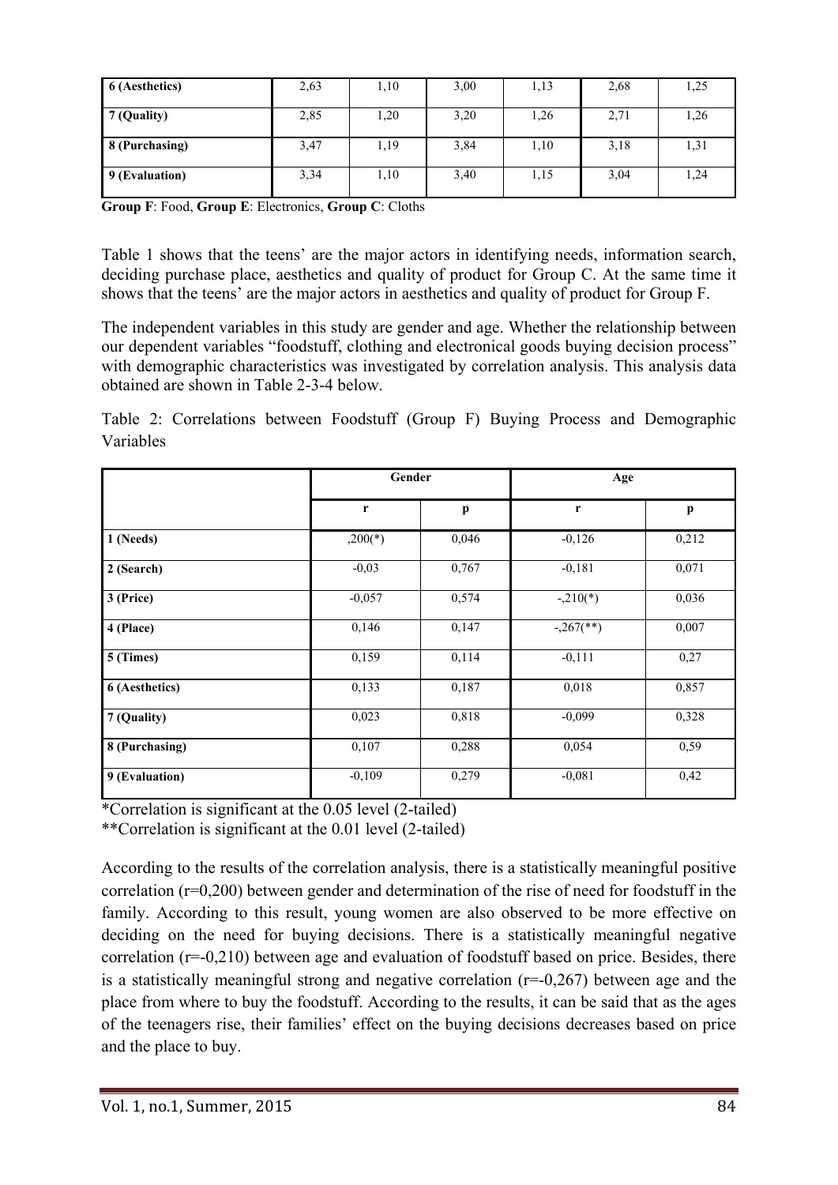| 6 (Aesthetics) | 2,63 | 1,10 | 3,00 | 1,13 | 2,68 | 1,25 |
|---|---|---|---|---|---|---|
| 7 (Quality) | 2,85 | 1,20 | 3,20 | 1,26 | 2,71 | 1,26 |
| 8 (Purchasing) | 3,47 | 1,19 | 3,84 | 1,10 | 3,18 | 1,31 |
| 9 (Evaluation) | 3,34 | 1,10 | 3,40 | 1,15 | 3,04 | 1,24 |

**Group F**: Food, **Group E**: Electronics, **Group C**: Cloths

Table 1 shows that the teens' are the major actors in identifying needs, information search, deciding purchase place, aesthetics and quality of product for Group C. At the same time it shows that the teens' are the major actors in aesthetics and quality of product for Group F.

The independent variables in this study are gender and age. Whether the relationship between our dependent variables "foodstuff, clothing and electronical goods buying decision process" with demographic characteristics was investigated by correlation analysis. This analysis data obtained are shown in Table 2-3-4 below.

Table 2: Correlations between Foodstuff (Group F) Buying Process and Demographic Variables

| | Gender | | Age | |
|---|---|---|---|---|
| | r | p | r | p |
| 1 (Needs) | ,200(*) | 0,046 | -0,126 | 0,212 |
| 2 (Search) | -0,03 | 0,767 | -0,181 | 0,071 |
| 3 (Price) | -0,057 | 0,574 | -,210(*) | 0,036 |
| 4 (Place) | 0,146 | 0,147 | -,267(**) | 0,007 |
| 5 (Times) | 0,159 | 0,114 | -0,111 | 0,27 |
| 6 (Aesthetics) | 0,133 | 0,187 | 0,018 | 0,857 |
| 7 (Quality) | 0,023 | 0,818 | -0,099 | 0,328 |
| 8 (Purchasing) | 0,107 | 0,288 | 0,054 | 0,59 |
| 9 (Evaluation) | -0,109 | 0,279 | -0,081 | 0,42 |

*Correlation is significant at the 0.05 level (2-tailed)

**Correlation is significant at the 0.01 level (2-tailed)

According to the results of the correlation analysis, there is a statistically meaningful positive correlation (r=0,200) between gender and determination of the rise of need for foodstuff in the family. According to this result, young women are also observed to be more effective on deciding on the need for buying decisions. There is a statistically meaningful negative correlation (r=-0,210) between age and evaluation of foodstuff based on price. Besides, there is a statistically meaningful strong and negative correlation (r=-0,267) between age and the place from where to buy the foodstuff. According to the results, it can be said that as the ages of the teenagers rise, their families' effect on the buying decisions decreases based on price and the place to buy.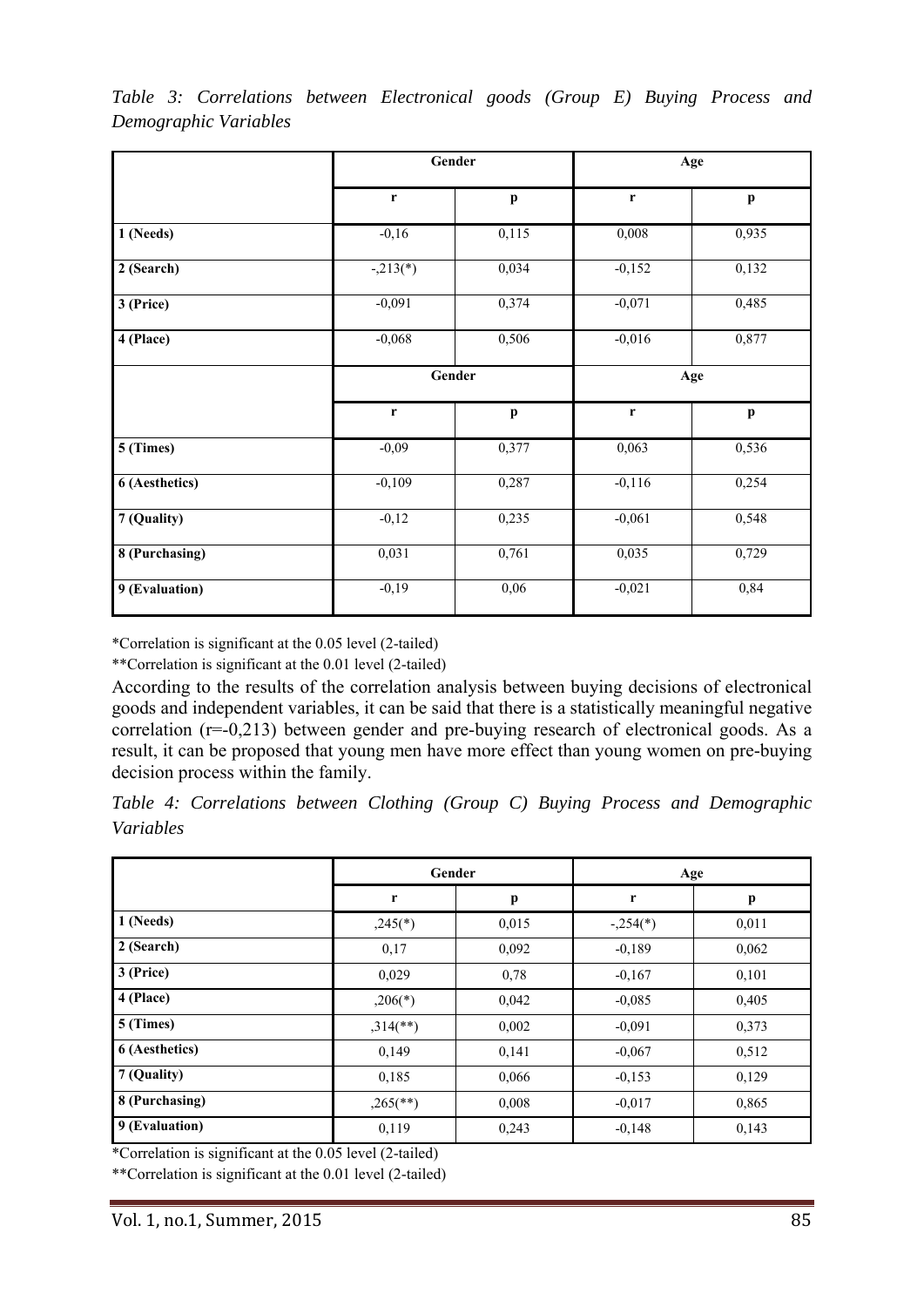*Table 3: Correlations between Electronical goods (Group E) Buying Process and Demographic Variables*

| | Gender | | Age | |
|---|---|---|---|---|
| | r | p | r | p |
| 1 (Needs) | -0,16 | 0,115 | 0,008 | 0,935 |
| 2 (Search) | -,213(*) | 0,034 | -0,152 | 0,132 |
| 3 (Price) | -0,091 | 0,374 | -0,071 | 0,485 |
| 4 (Place) | -0,068 | 0,506 | -0,016 | 0,877 |
| | **Gender** | | **Age** | |
| | **r** | **p** | **r** | **p** |
| 5 (Times) | -0,09 | 0,377 | 0,063 | 0,536 |
| 6 (Aesthetics) | -0,109 | 0,287 | -0,116 | 0,254 |
| 7 (Quality) | -0,12 | 0,235 | -0,061 | 0,548 |
| 8 (Purchasing) | 0,031 | 0,761 | 0,035 | 0,729 |
| 9 (Evaluation) | -0,19 | 0,06 | -0,021 | 0,84 |

*Correlation is significant at the 0.05 level (2-tailed)

**Correlation is significant at the 0.01 level (2-tailed)

According to the results of the correlation analysis between buying decisions of electronical goods and independent variables, it can be said that there is a statistically meaningful negative correlation ($r=-0,213$) between gender and pre-buying research of electronical goods. As a result, it can be proposed that young men have more effect than young women on pre-buying decision process within the family.

*Table 4: Correlations between Clothing (Group C) Buying Process and Demographic Variables*

| | Gender | | Age | |
|---|---|---|---|---|
| | r | p | r | p |
| 1 (Needs) | ,245(*) | 0,015 | -,254(*) | 0,011 |
| 2 (Search) | 0,17 | 0,092 | -0,189 | 0,062 |
| 3 (Price) | 0,029 | 0,78 | -0,167 | 0,101 |
| 4 (Place) | ,206(*) | 0,042 | -0,085 | 0,405 |
| 5 (Times) | ,314(**) | 0,002 | -0,091 | 0,373 |
| 6 (Aesthetics) | 0,149 | 0,141 | -0,067 | 0,512 |
| 7 (Quality) | 0,185 | 0,066 | -0,153 | 0,129 |
| 8 (Purchasing) | ,265(**) | 0,008 | -0,017 | 0,865 |
| 9 (Evaluation) | 0,119 | 0,243 | -0,148 | 0,143 |

*Correlation is significant at the 0.05 level (2-tailed)

**Correlation is significant at the 0.01 level (2-tailed)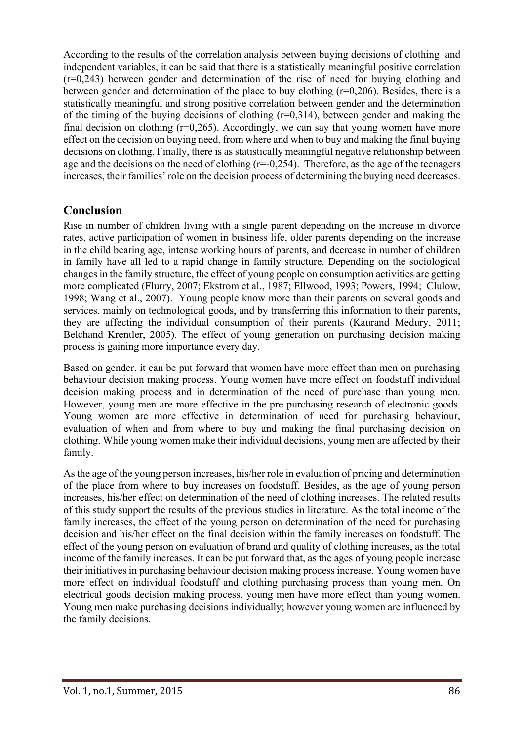According to the results of the correlation analysis between buying decisions of clothing and independent variables, it can be said that there is a statistically meaningful positive correlation (r=0,243) between gender and determination of the rise of need for buying clothing and between gender and determination of the place to buy clothing (r=0,206). Besides, there is a statistically meaningful and strong positive correlation between gender and the determination of the timing of the buying decisions of clothing (r=0,314), between gender and making the final decision on clothing (r=0,265). Accordingly, we can say that young women have more effect on the decision on buying need, from where and when to buy and making the final buying decisions on clothing. Finally, there is as statistically meaningful negative relationship between age and the decisions on the need of clothing (r=-0,254). Therefore, as the age of the teenagers increases, their families' role on the decision process of determining the buying need decreases.

## Conclusion

Rise in number of children living with a single parent depending on the increase in divorce rates, active participation of women in business life, older parents depending on the increase in the child bearing age, intense working hours of parents, and decrease in number of children in family have all led to a rapid change in family structure. Depending on the sociological changes in the family structure, the effect of young people on consumption activities are getting more complicated (Flurry, 2007; Ekstrom et al., 1987; Ellwood, 1993; Powers, 1994; Clulow, 1998; Wang et al., 2007). Young people know more than their parents on several goods and services, mainly on technological goods, and by transferring this information to their parents, they are affecting the individual consumption of their parents (Kaurand Medury, 2011; Belchand Krentler, 2005). The effect of young generation on purchasing decision making process is gaining more importance every day.

Based on gender, it can be put forward that women have more effect than men on purchasing behaviour decision making process. Young women have more effect on foodstuff individual decision making process and in determination of the need of purchase than young men. However, young men are more effective in the pre purchasing research of electronic goods. Young women are more effective in determination of need for purchasing behaviour, evaluation of when and from where to buy and making the final purchasing decision on clothing. While young women make their individual decisions, young men are affected by their family.

As the age of the young person increases, his/her role in evaluation of pricing and determination of the place from where to buy increases on foodstuff. Besides, as the age of young person increases, his/her effect on determination of the need of clothing increases. The related results of this study support the results of the previous studies in literature. As the total income of the family increases, the effect of the young person on determination of the need for purchasing decision and his/her effect on the final decision within the family increases on foodstuff. The effect of the young person on evaluation of brand and quality of clothing increases, as the total income of the family increases. It can be put forward that, as the ages of young people increase their initiatives in purchasing behaviour decision making process increase. Young women have more effect on individual foodstuff and clothing purchasing process than young men. On electrical goods decision making process, young men have more effect than young women. Young men make purchasing decisions individually; however young women are influenced by the family decisions.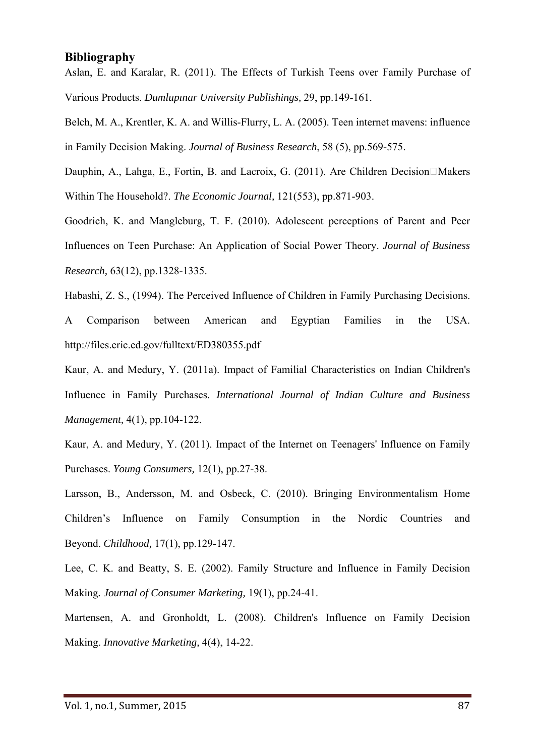## Bibliography

Aslan, E. and Karalar, R. (2011). The Effects of Turkish Teens over Family Purchase of Various Products. *Dumlupınar University Publishings,* 29, pp.149-161.

Belch, M. A., Krentler, K. A. and Willis-Flurry, L. A. (2005). Teen internet mavens: influence in Family Decision Making. *Journal of Business Research*, 58 (5), pp.569-575.

Dauphin, A., Lahga, E., Fortin, B. and Lacroix, G. (2011). Are Children Decision‐Makers Within The Household?. *The Economic Journal,* 121(553), pp.871-903.

Goodrich, K. and Mangleburg, T. F. (2010). Adolescent perceptions of Parent and Peer Influences on Teen Purchase: An Application of Social Power Theory. *Journal of Business Research,* 63(12), pp.1328-1335.

Habashi, Z. S., (1994). The Perceived Influence of Children in Family Purchasing Decisions. A Comparison between American and Egyptian Families in the USA. http://files.eric.ed.gov/fulltext/ED380355.pdf

Kaur, A. and Medury, Y. (2011a). Impact of Familial Characteristics on Indian Children's Influence in Family Purchases. *International Journal of Indian Culture and Business Management,* 4(1), pp.104-122.

Kaur, A. and Medury, Y. (2011). Impact of the Internet on Teenagers' Influence on Family Purchases. *Young Consumers,* 12(1), pp.27-38.

Larsson, B., Andersson, M. and Osbeck, C. (2010). Bringing Environmentalism Home Children's Influence on Family Consumption in the Nordic Countries and Beyond. *Childhood,* 17(1), pp.129-147.

Lee, C. K. and Beatty, S. E. (2002). Family Structure and Influence in Family Decision Making*. Journal of Consumer Marketing,* 19(1), pp.24-41.

Martensen, A. and Gronholdt, L. (2008). Children's Influence on Family Decision Making. *Innovative Marketing,* 4(4), 14-22.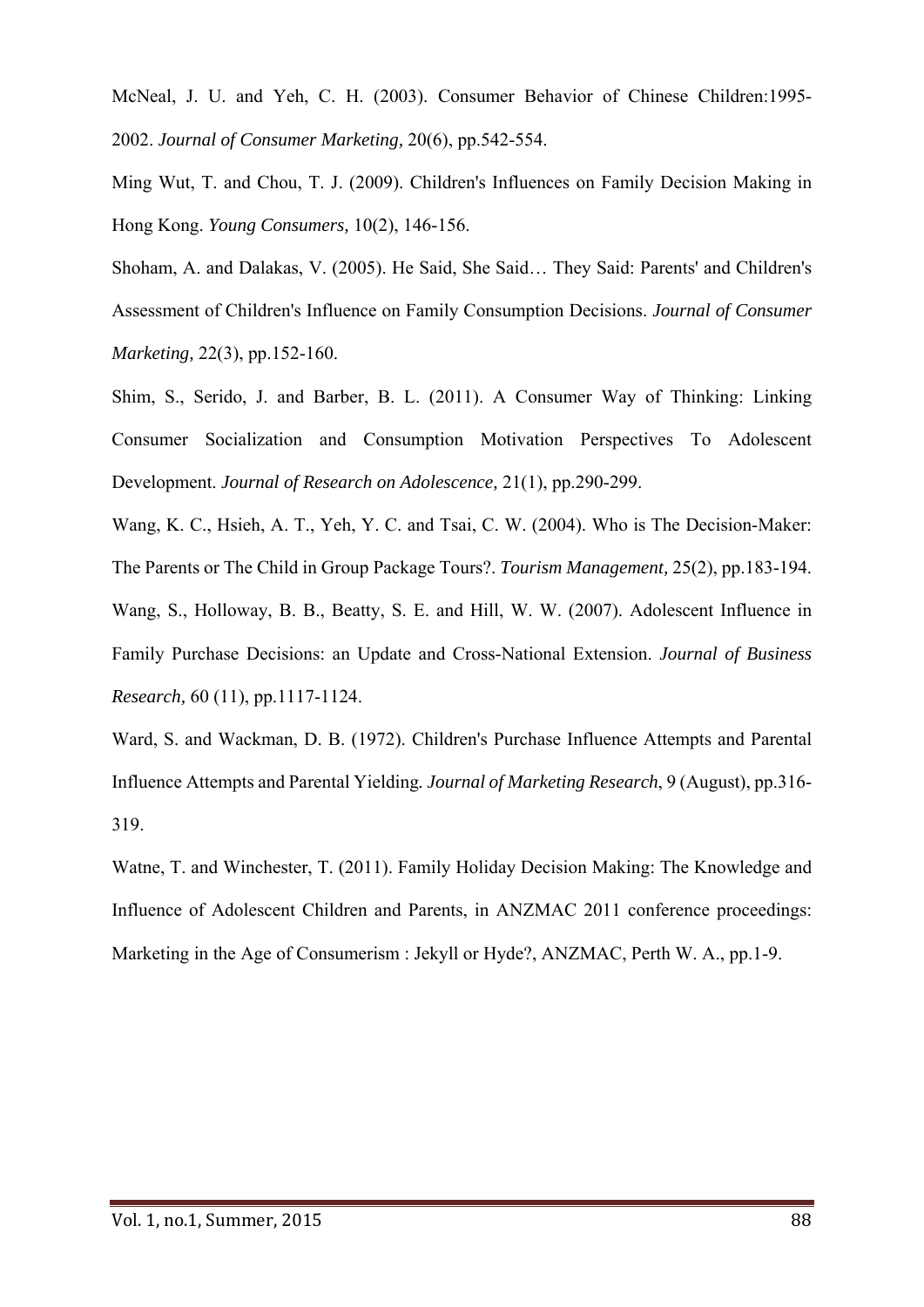McNeal, J. U. and Yeh, C. H. (2003). Consumer Behavior of Chinese Children:1995-2002. *Journal of Consumer Marketing,* 20(6), pp.542-554.

Ming Wut, T. and Chou, T. J. (2009). Children's Influences on Family Decision Making in Hong Kong. *Young Consumers,* 10(2), 146-156.

Shoham, A. and Dalakas, V. (2005). He Said, She Said… They Said: Parents' and Children's Assessment of Children's Influence on Family Consumption Decisions. *Journal of Consumer Marketing,* 22(3), pp.152-160.

Shim, S., Serido, J. and Barber, B. L. (2011). A Consumer Way of Thinking: Linking Consumer Socialization and Consumption Motivation Perspectives To Adolescent Development. *Journal of Research on Adolescence,* 21(1), pp.290-299.

Wang, K. C., Hsieh, A. T., Yeh, Y. C. and Tsai, C. W. (2004). Who is The Decision-Maker: The Parents or The Child in Group Package Tours?. *Tourism Management,* 25(2), pp.183-194.

Wang, S., Holloway, B. B., Beatty, S. E. and Hill, W. W. (2007). Adolescent Influence in Family Purchase Decisions: an Update and Cross-National Extension. *Journal of Business Research,* 60 (11), pp.1117-1124.

Ward, S. and Wackman, D. B. (1972). Children's Purchase Influence Attempts and Parental Influence Attempts and Parental Yielding*. Journal of Marketing Research*, 9 (August), pp.316-319.

Watne, T. and Winchester, T. (2011). Family Holiday Decision Making: The Knowledge and Influence of Adolescent Children and Parents, in ANZMAC 2011 conference proceedings: Marketing in the Age of Consumerism : Jekyll or Hyde?, ANZMAC, Perth W. A., pp.1-9.